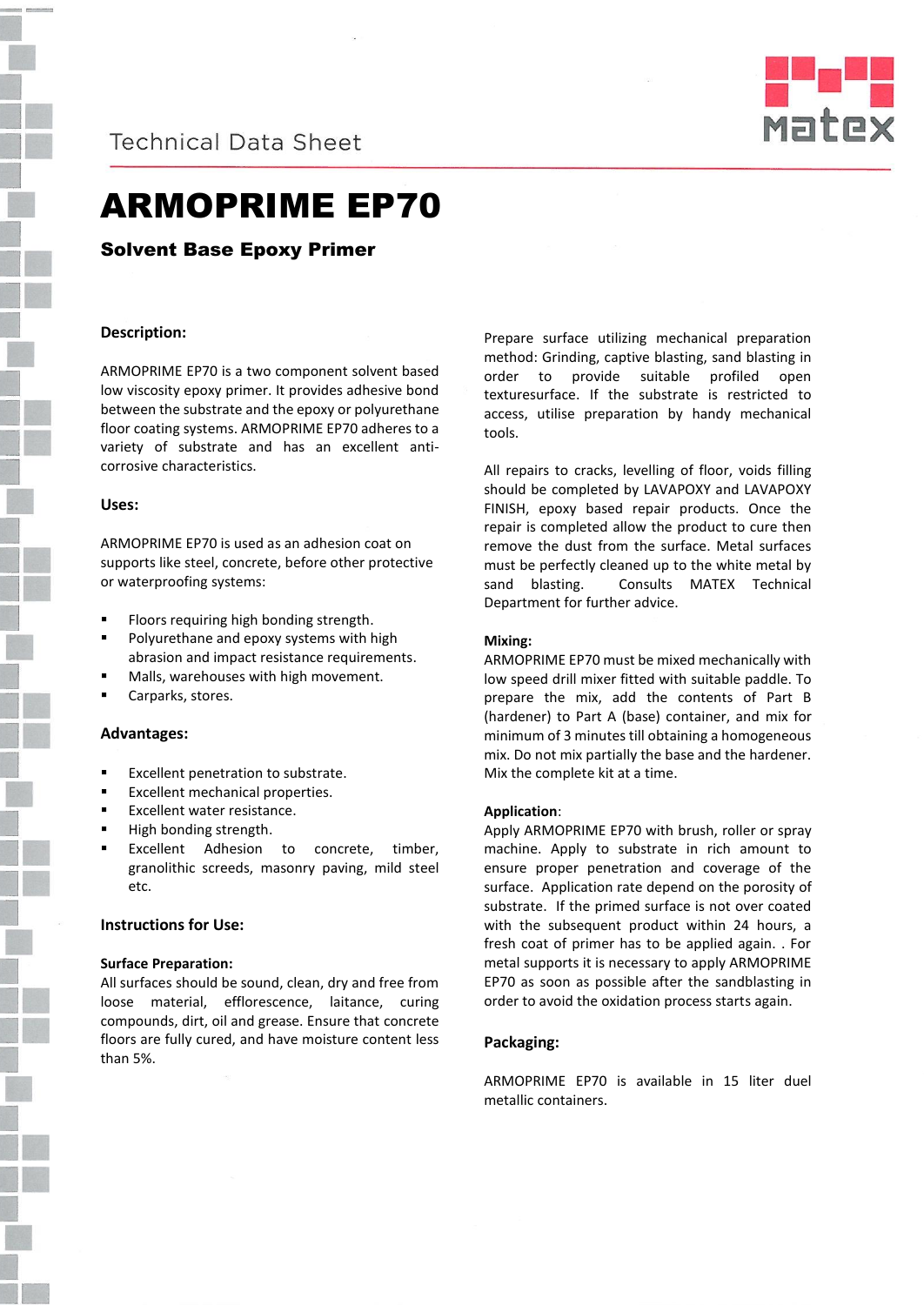Technical Data Sheet

# ARMOPRIME EP70

## Solvent Base Epoxy Primer

### Description:

ARMOPRIME EP70 is a two component solvent based low viscosity epoxy primer. It provides adhesive bond between the substrate and the epoxy or polyurethane floor coating systems. ARMOPRIME EP70 adheres to a variety of substrate and has an excellent anti-corrosive characteristics.

### Uses:

ARMOPRIME EP70 is used as an adhesion coat on supports like steel, concrete, before other protective or waterproofing systems:

- Floors requiring high bonding strength.
- Polyurethane and epoxy systems with high abrasion and impact resistance requirements.
- Malls, warehouses with high movement.
- Carparks, stores.

### Advantages:

- Excellent penetration to substrate.
- Excellent mechanical properties.
- Excellent water resistance.
- High bonding strength.
- Excellent Adhesion to concrete, timber, granolithic screeds, masonry paving, mild steel etc.

### Instructions for Use:

#### Surface Preparation:

All surfaces should be sound, clean, dry and free from loose material, efflorescence, laitance, curing compounds, dirt, oil and grease. Ensure that concrete floors are fully cured, and have moisture content less than 5%.

Prepare surface utilizing mechanical preparation method: Grinding, captive blasting, sand blasting in order to provide suitable profiled open texturesurface. If the substrate is restricted to access, utilise preparation by handy mechanical tools.

All repairs to cracks, levelling of floor, voids filling should be completed by LAVAPOXY and LAVAPOXY FINISH, epoxy based repair products. Once the repair is completed allow the product to cure then remove the dust from the surface. Metal surfaces must be perfectly cleaned up to the white metal by sand blasting. Consults MATEX Technical Department for further advice.

#### Mixing:

ARMOPRIME EP70 must be mixed mechanically with low speed drill mixer fitted with suitable paddle. To prepare the mix, add the contents of Part B (hardener) to Part A (base) container, and mix for minimum of 3 minutes till obtaining a homogeneous mix. Do not mix partially the base and the hardener. Mix the complete kit at a time.

#### Application:

Apply ARMOPRIME EP70 with brush, roller or spray machine. Apply to substrate in rich amount to ensure proper penetration and coverage of the surface. Application rate depend on the porosity of substrate. If the primed surface is not over coated with the subsequent product within 24 hours, a fresh coat of primer has to be applied again. . For metal supports it is necessary to apply ARMOPRIME EP70 as soon as possible after the sandblasting in order to avoid the oxidation process starts again.

### Packaging:

ARMOPRIME EP70 is available in 15 liter duel metallic containers.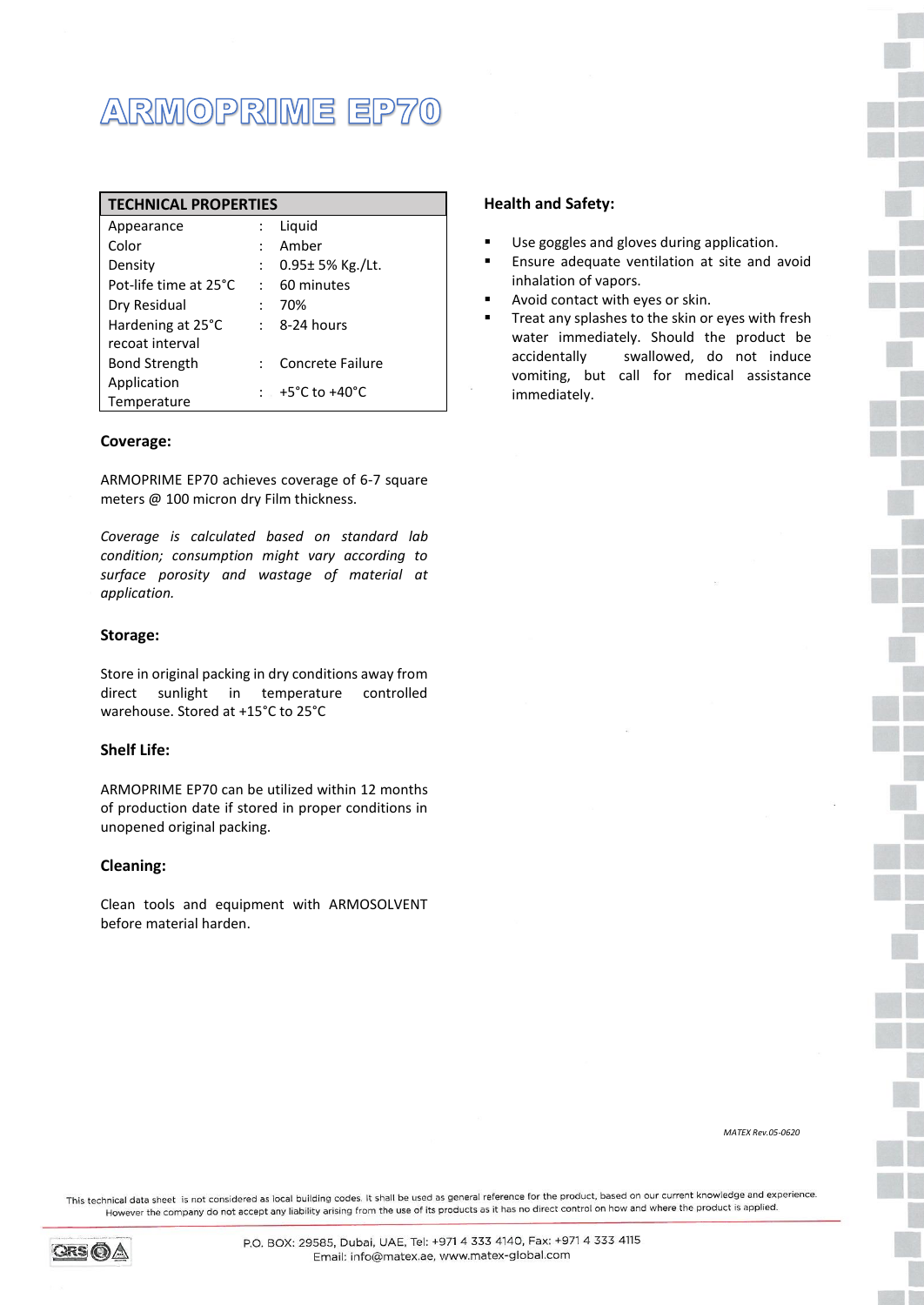# ARMOPRIME EP70

| TECHNICAL PROPERTIES | | |
|---|---|---|
| Appearance | : | Liquid |
| Color | : | Amber |
| Density | : | 0.95± 5% Kg./Lt. |
| Pot-life time at 25°C | : | 60 minutes |
| Dry Residual | : | 70% |
| Hardening at 25°C recoat interval | : | 8-24 hours |
| Bond Strength | : | Concrete Failure |
| Application Temperature | : | +5°C to +40°C |

### Coverage:

ARMOPRIME EP70 achieves coverage of 6-7 square meters @ 100 micron dry Film thickness.

*Coverage is calculated based on standard lab condition; consumption might vary according to surface porosity and wastage of material at application.*

### Storage:

Store in original packing in dry conditions away from direct sunlight in temperature controlled warehouse. Stored at +15°C to 25°C

### Shelf Life:

ARMOPRIME EP70 can be utilized within 12 months of production date if stored in proper conditions in unopened original packing.

### Cleaning:

Clean tools and equipment with ARMOSOLVENT before material harden.

### Health and Safety:

- Use goggles and gloves during application.
- Ensure adequate ventilation at site and avoid inhalation of vapors.
- Avoid contact with eyes or skin.
- Treat any splashes to the skin or eyes with fresh water immediately. Should the product be accidentally swallowed, do not induce vomiting, but call for medical assistance immediately.

*MATEX Rev.05-0620*

This technical data sheet is not considered as local building codes. It shall be used as general reference for the product, based on our current knowledge and experience. However the company do not accept any liability arising from the use of its products as it has no direct control on how and where the product is applied.

P.O. BOX: 29585, Dubai, UAE, Tel: +971 4 333 4140, Fax: +971 4 333 4115
Email: info@matex.ae, www.matex-global.com